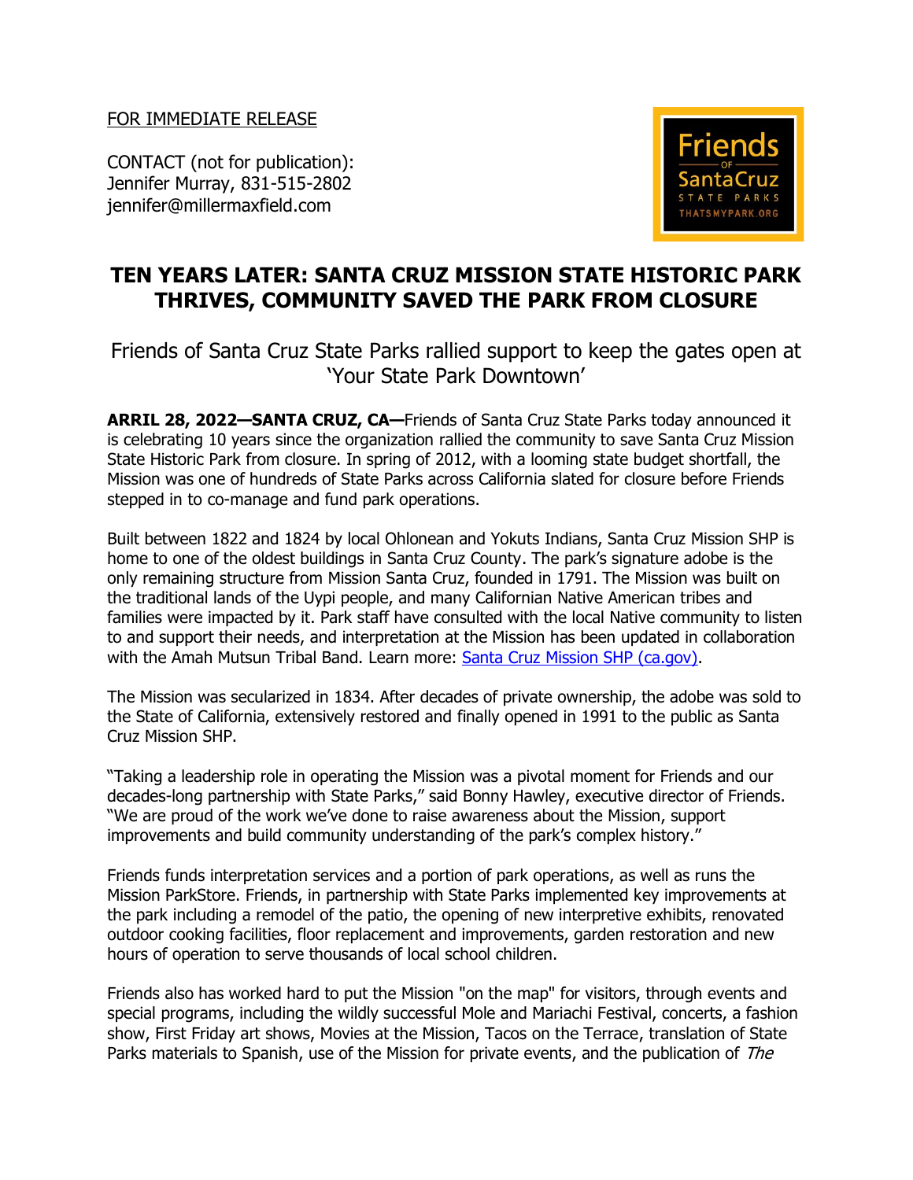FOR IMMEDIATE RELEASE

CONTACT (not for publication):
Jennifer Murray, 831-515-2802
jennifer@millermaxfield.com

Friends of Santa Cruz State Parks
THATSMYPARK.ORG

# TEN YEARS LATER: SANTA CRUZ MISSION STATE HISTORIC PARK THRIVES, COMMUNITY SAVED THE PARK FROM CLOSURE

## Friends of Santa Cruz State Parks rallied support to keep the gates open at 'Your State Park Downtown'

**ARRIL 28, 2022—SANTA CRUZ, CA—**Friends of Santa Cruz State Parks today announced it is celebrating 10 years since the organization rallied the community to save Santa Cruz Mission State Historic Park from closure. In spring of 2012, with a looming state budget shortfall, the Mission was one of hundreds of State Parks across California slated for closure before Friends stepped in to co-manage and fund park operations.

Built between 1822 and 1824 by local Ohlonean and Yokuts Indians, Santa Cruz Mission SHP is home to one of the oldest buildings in Santa Cruz County. The park's signature adobe is the only remaining structure from Mission Santa Cruz, founded in 1791. The Mission was built on the traditional lands of the Uypi people, and many Californian Native American tribes and families were impacted by it. Park staff have consulted with the local Native community to listen to and support their needs, and interpretation at the Mission has been updated in collaboration with the Amah Mutsun Tribal Band. Learn more: Santa Cruz Mission SHP (ca.gov).

The Mission was secularized in 1834. After decades of private ownership, the adobe was sold to the State of California, extensively restored and finally opened in 1991 to the public as Santa Cruz Mission SHP.

"Taking a leadership role in operating the Mission was a pivotal moment for Friends and our decades-long partnership with State Parks," said Bonny Hawley, executive director of Friends. "We are proud of the work we've done to raise awareness about the Mission, support improvements and build community understanding of the park's complex history."

Friends funds interpretation services and a portion of park operations, as well as runs the Mission ParkStore. Friends, in partnership with State Parks implemented key improvements at the park including a remodel of the patio, the opening of new interpretive exhibits, renovated outdoor cooking facilities, floor replacement and improvements, garden restoration and new hours of operation to serve thousands of local school children.

Friends also has worked hard to put the Mission "on the map" for visitors, through events and special programs, including the wildly successful Mole and Mariachi Festival, concerts, a fashion show, First Friday art shows, Movies at the Mission, Tacos on the Terrace, translation of State Parks materials to Spanish, use of the Mission for private events, and the publication of *The*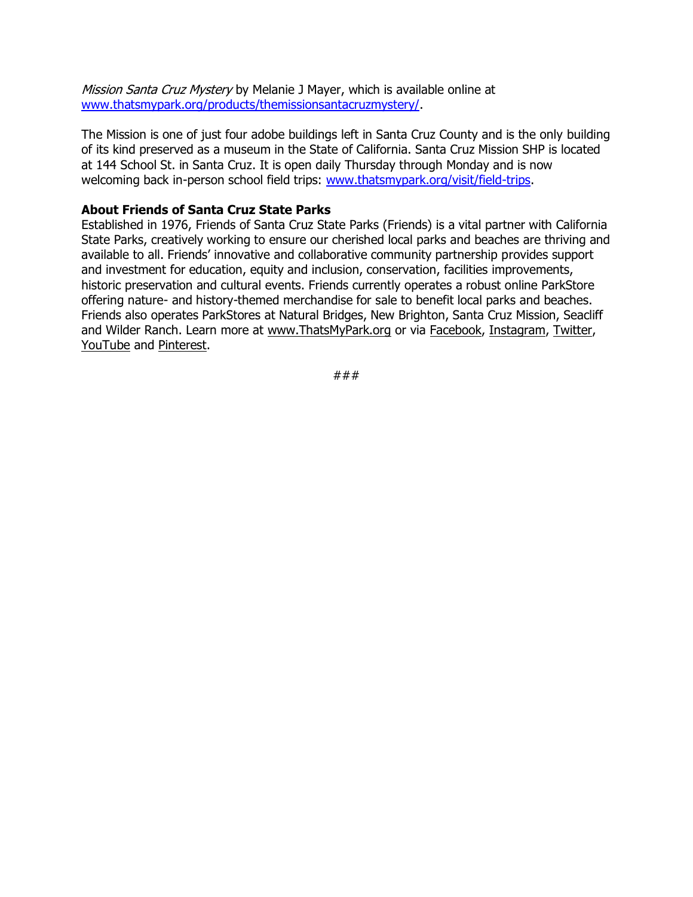*Mission Santa Cruz Mystery* by Melanie J Mayer, which is available online at [www.thatsmypark.org/products/themissionsantacruzmystery/](www.thatsmypark.org/products/themissionsantacruzmystery/).

The Mission is one of just four adobe buildings left in Santa Cruz County and is the only building of its kind preserved as a museum in the State of California. Santa Cruz Mission SHP is located at 144 School St. in Santa Cruz. It is open daily Thursday through Monday and is now welcoming back in-person school field trips: [www.thatsmypark.org/visit/field-trips](www.thatsmypark.org/visit/field-trips).

**About Friends of Santa Cruz State Parks**

Established in 1976, Friends of Santa Cruz State Parks (Friends) is a vital partner with California State Parks, creatively working to ensure our cherished local parks and beaches are thriving and available to all. Friends' innovative and collaborative community partnership provides support and investment for education, equity and inclusion, conservation, facilities improvements, historic preservation and cultural events. Friends currently operates a robust online ParkStore offering nature- and history-themed merchandise for sale to benefit local parks and beaches. Friends also operates ParkStores at Natural Bridges, New Brighton, Santa Cruz Mission, Seacliff and Wilder Ranch. Learn more at www.ThatsMyPark.org or via Facebook, Instagram, Twitter, YouTube and Pinterest.

###